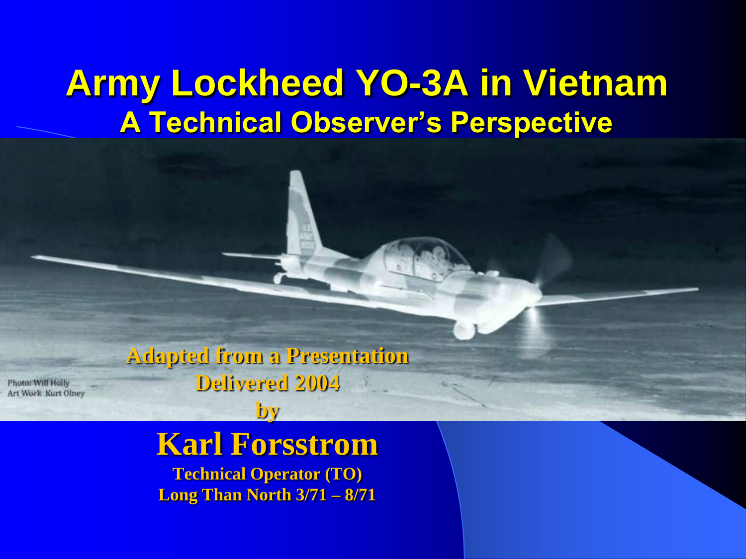# Army Lockheed YO-3A in Vietnam

## A Technical Observer's Perspective

Photo: Will Holly
Art Work: Kurt Olney

**Adapted from a Presentation Delivered 2004 by**

# Karl Forsstrom

**Technical Operator (TO)**
**Long Than North 3/71 – 8/71**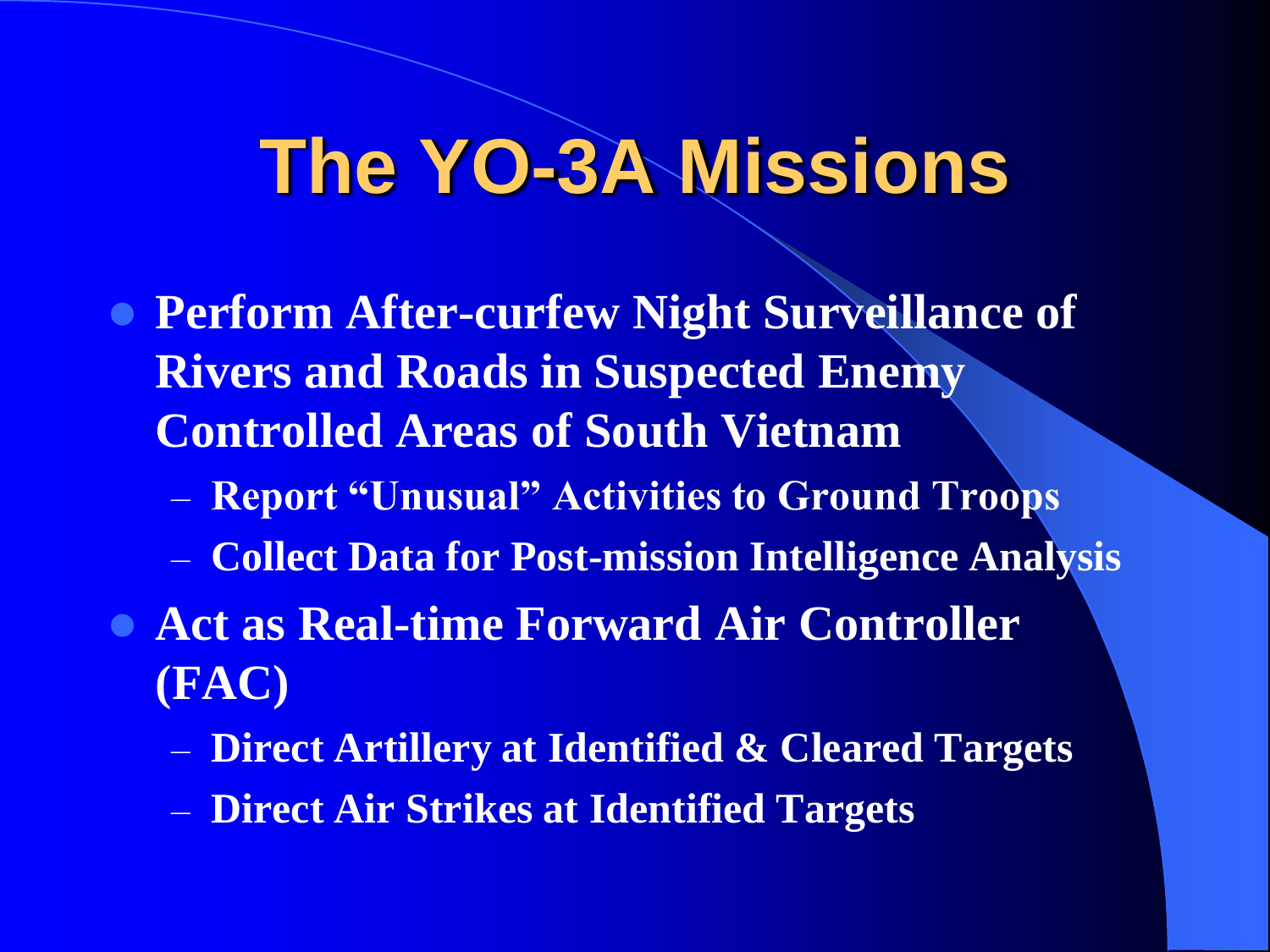# The YO-3A Missions

- **Perform After-curfew Night Surveillance of Rivers and Roads in Suspected Enemy Controlled Areas of South Vietnam**
  - **Report "Unusual" Activities to Ground Troops**
  - **Collect Data for Post-mission Intelligence Analysis**
- **Act as Real-time Forward Air Controller (FAC)**
  - **Direct Artillery at Identified & Cleared Targets**
  - **Direct Air Strikes at Identified Targets**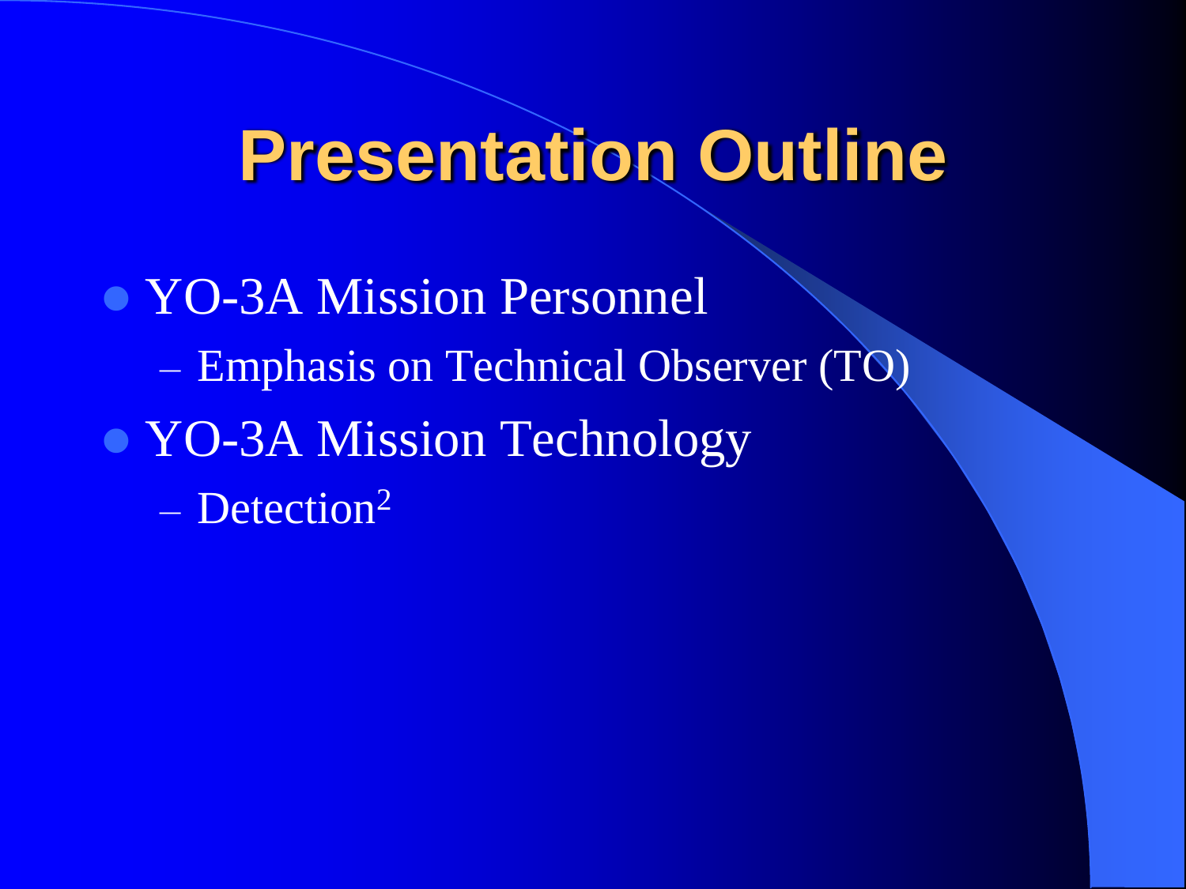# Presentation Outline

- YO-3A Mission Personnel
  - Emphasis on Technical Observer (TO)
- YO-3A Mission Technology
  - $Detection^2$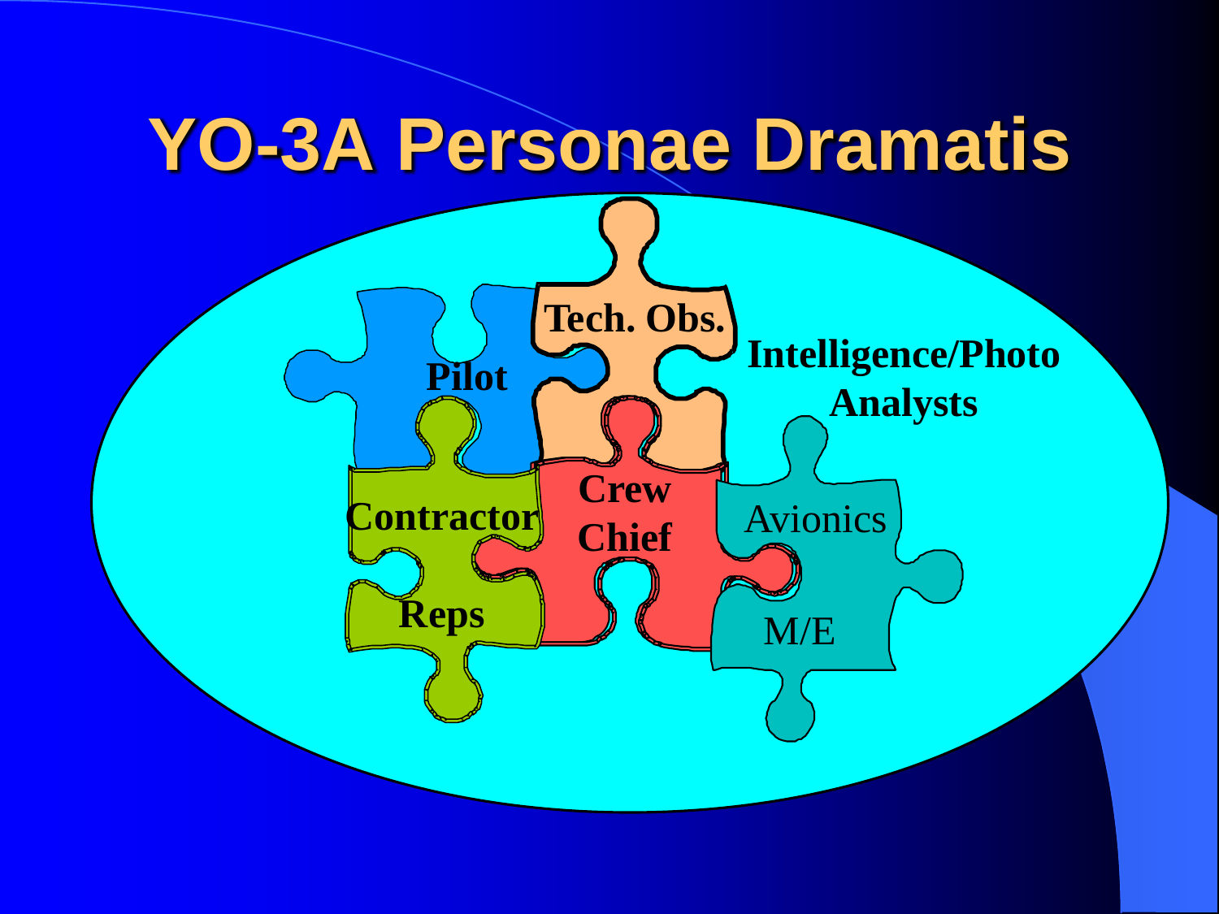# YO-3A Personae Dramatis

- Tech. Obs.
- Pilot
- Intelligence/Photo Analysts
- Contractor Reps
- Crew Chief
- Avionics
- M/E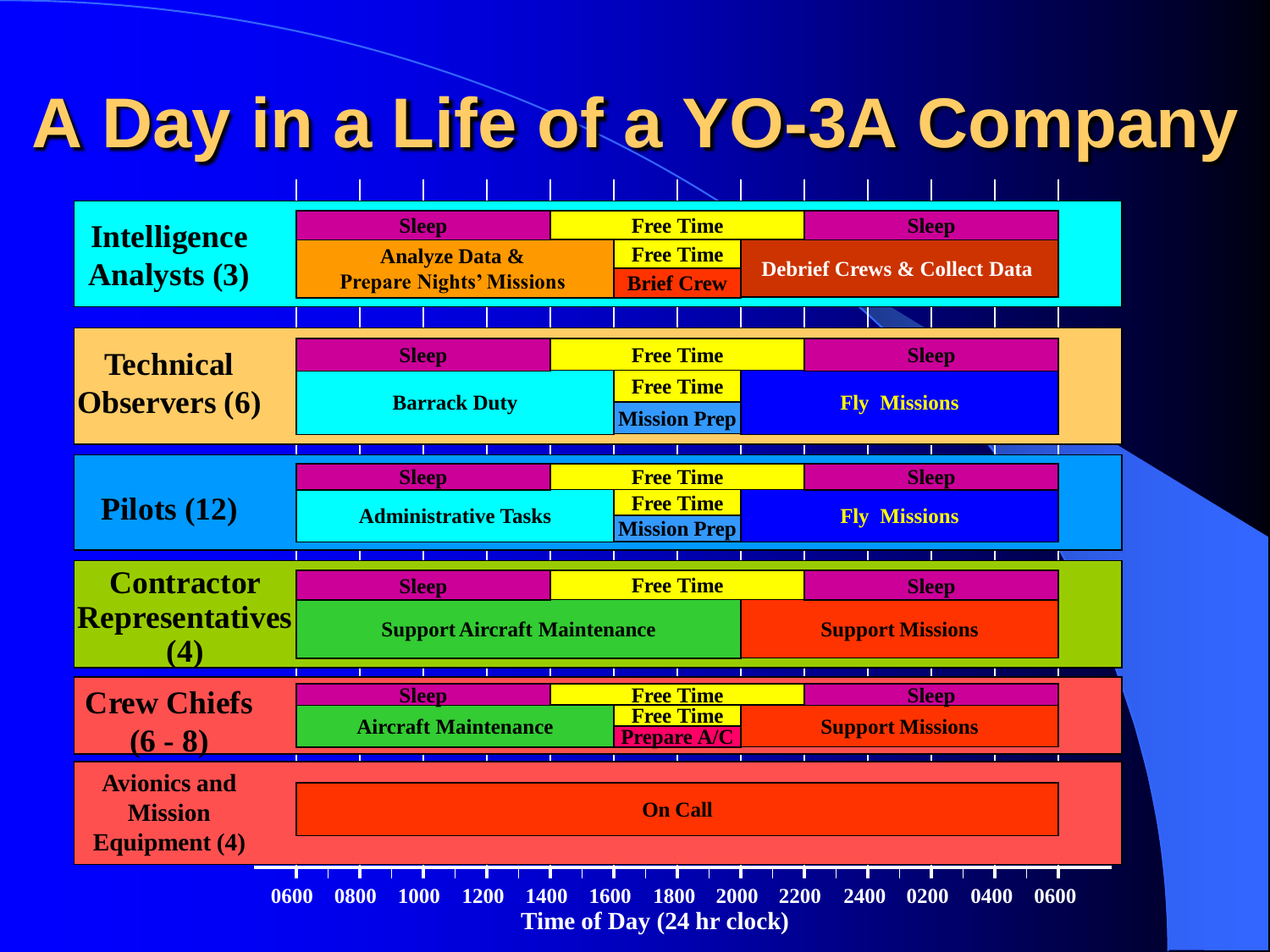# A Day in a Life of a YO-3A Company

Time of Day (24 hr clock): 0600, 0800, 1000, 1200, 1400, 1600, 1800, 2000, 2200, 2400, 0200, 0400, 0600

| Personnel | 0600–1400 | 1400–1600 | 1600–2000 | 2000–2200 | 2200–0600 |
| --- | --- | --- | --- | --- | --- |
| **Intelligence Analysts (3)** | Sleep | Free Time | Free Time | Free Time | Sleep |
| | Analyze Data & Prepare Nights' Missions | Analyze Data & Prepare Nights' Missions | Free Time / Brief Crew | Debrief Crews & Collect Data | Debrief Crews & Collect Data |
| **Technical Observers (6)** | Sleep | Free Time | Free Time | Free Time | Sleep |
| | Barrack Duty | Barrack Duty | Free Time / Mission Prep | Fly Missions | Fly Missions |
| **Pilots (12)** | Sleep | Free Time | Free Time | Free Time | Sleep |
| | Administrative Tasks | Administrative Tasks | Free Time / Mission Prep | Fly Missions | Fly Missions |
| **Contractor Representatives (4)** | Sleep | Free Time | Free Time | Free Time | Sleep |
| | Support Aircraft Maintenance | Support Aircraft Maintenance | Support Aircraft Maintenance | Support Missions | Support Missions |
| **Crew Chiefs (6 - 8)** | Sleep | Free Time | Free Time | Free Time | Sleep |
| | Aircraft Maintenance | Aircraft Maintenance | Free Time / Prepare A/C | Support Missions | Support Missions |
| **Avionics and Mission Equipment (4)** | On Call | On Call | On Call | On Call | On Call |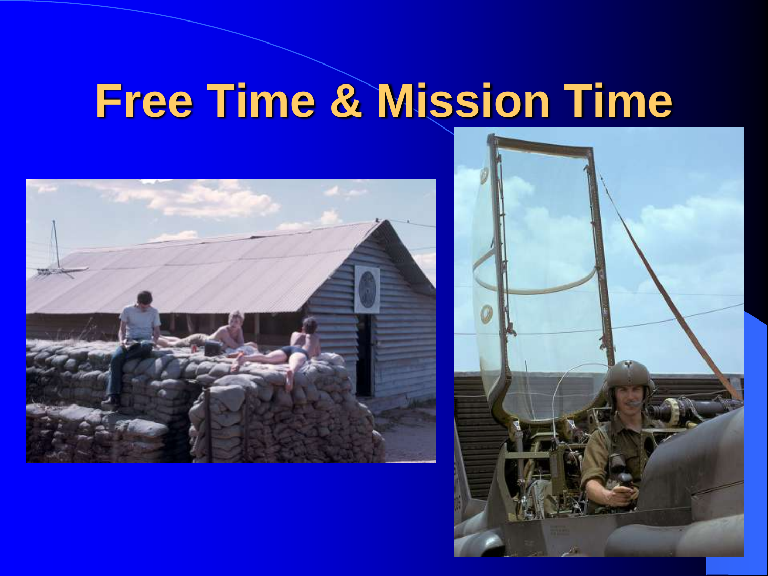# Free Time & Mission Time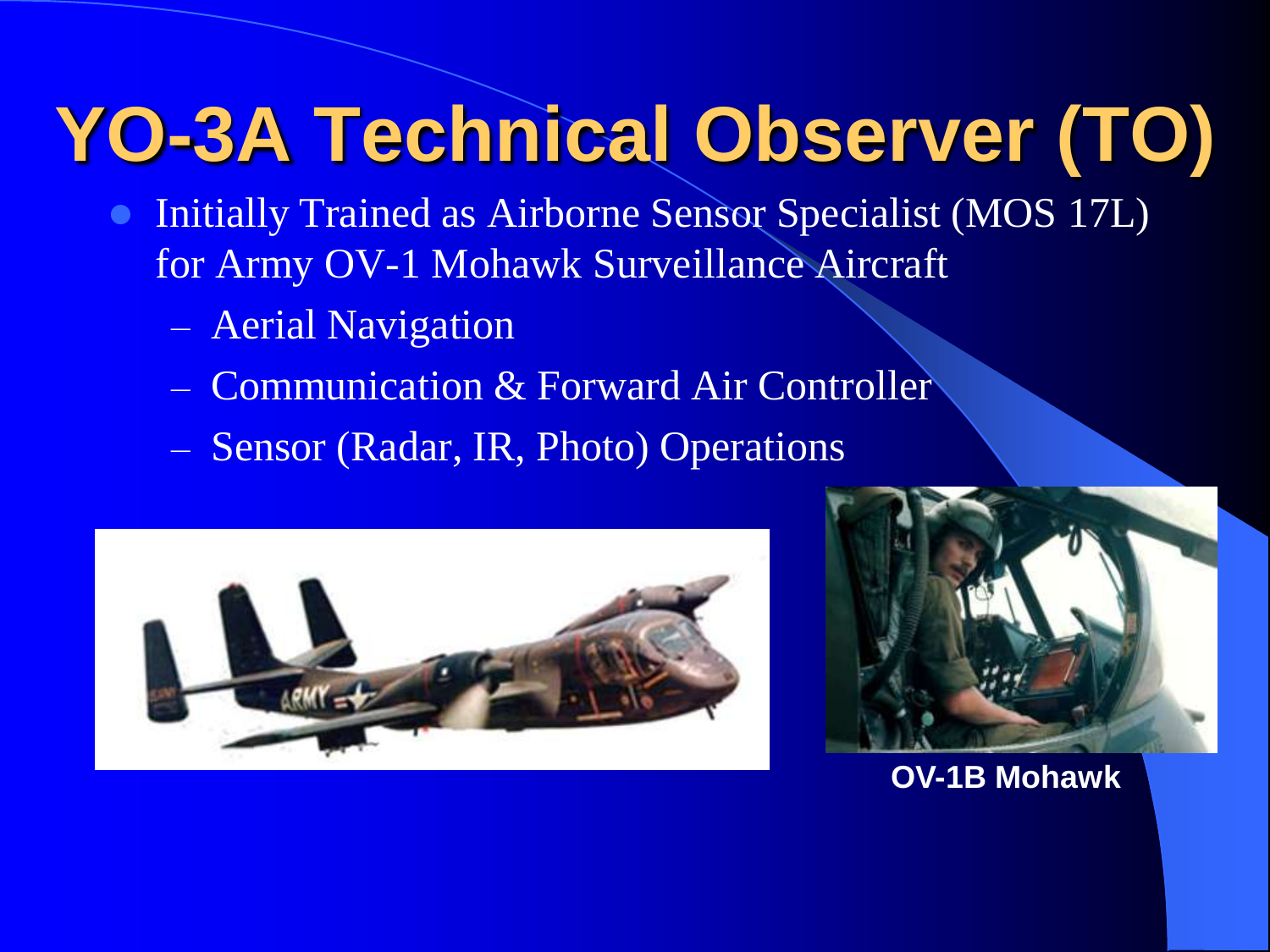# YO-3A Technical Observer (TO)

- Initially Trained as Airborne Sensor Specialist (MOS 17L) for Army OV-1 Mohawk Surveillance Aircraft
  - Aerial Navigation
  - Communication & Forward Air Controller
  - Sensor (Radar, IR, Photo) Operations

OV-1B Mohawk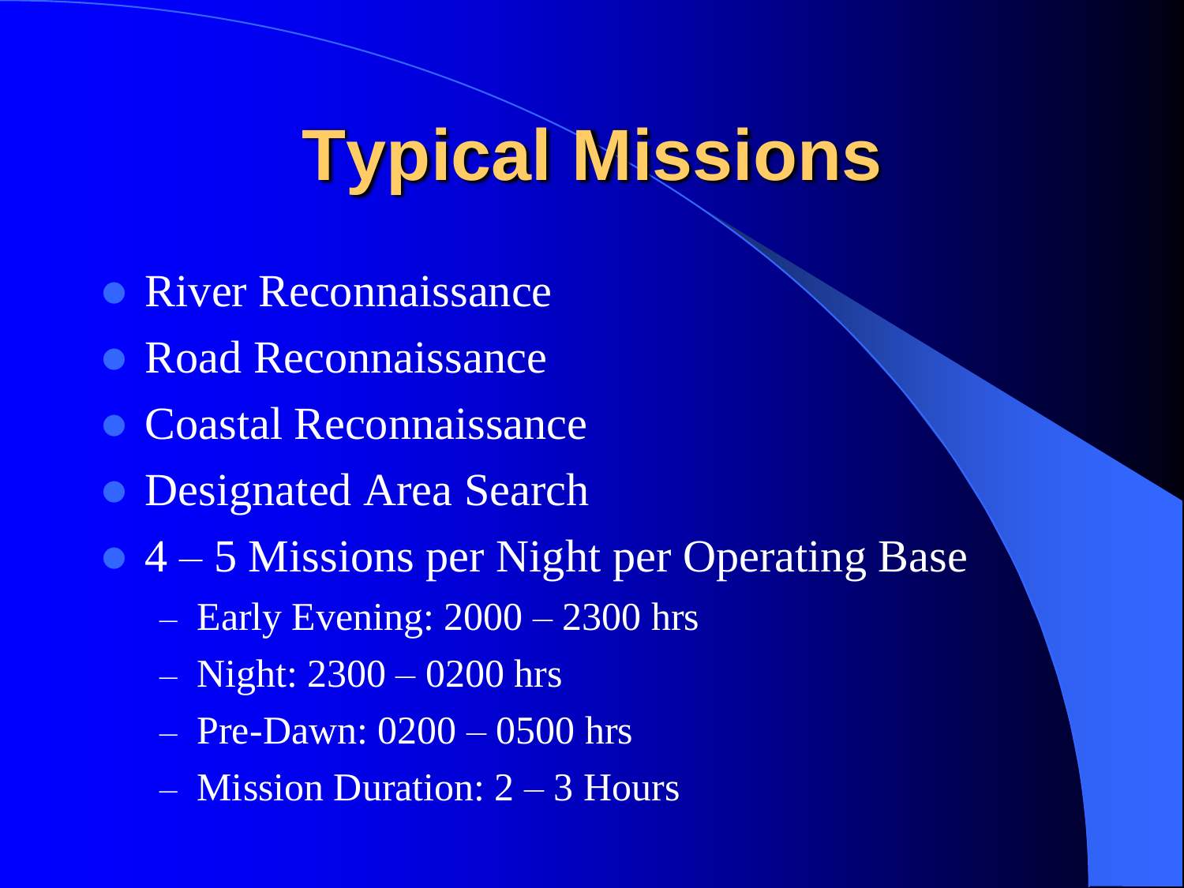# Typical Missions

- River Reconnaissance
- Road Reconnaissance
- Coastal Reconnaissance
- Designated Area Search
- 4 – 5 Missions per Night per Operating Base
  - Early Evening: 2000 – 2300 hrs
  - Night: 2300 – 0200 hrs
  - Pre-Dawn: 0200 – 0500 hrs
  - Mission Duration: 2 – 3 Hours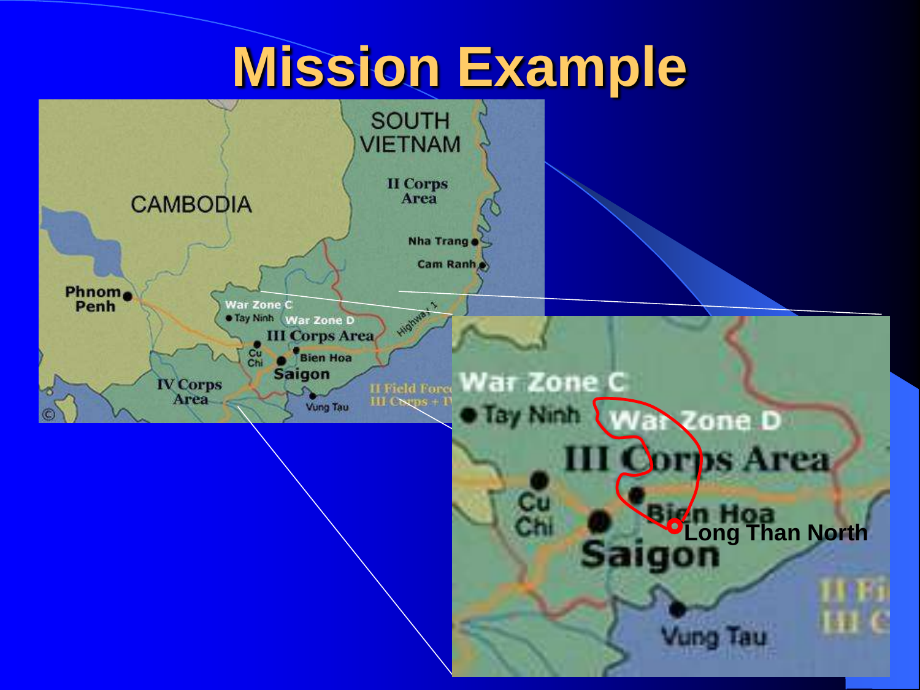# Mission Example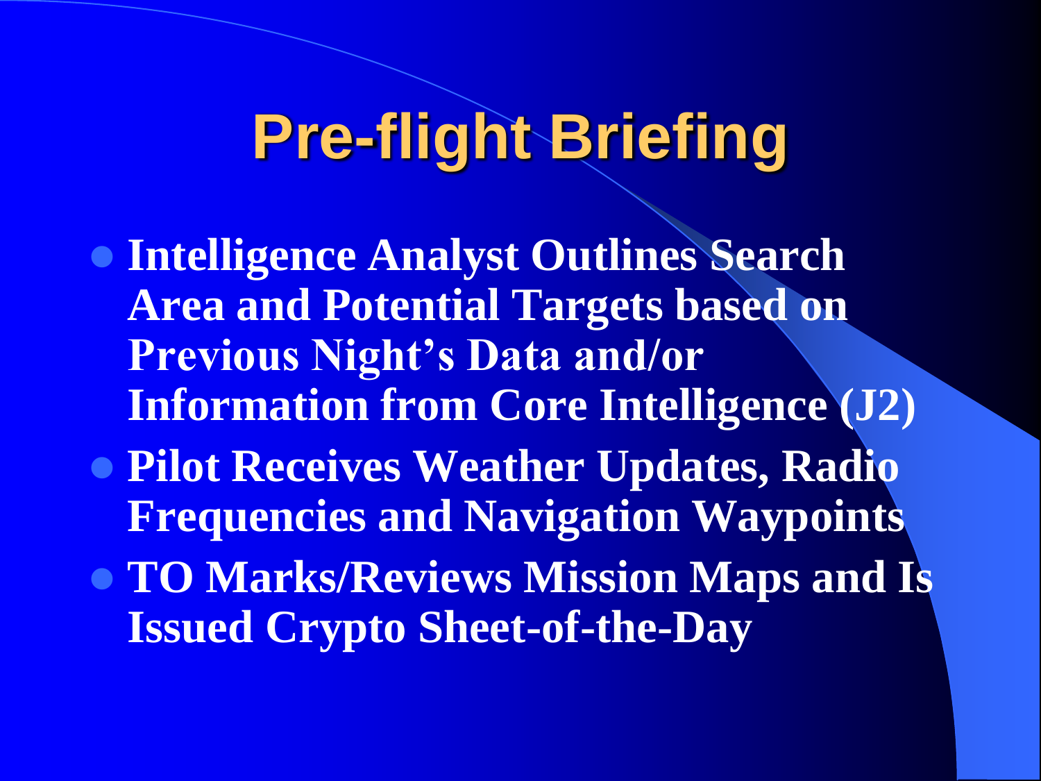# Pre-flight Briefing

- **Intelligence Analyst Outlines Search Area and Potential Targets based on Previous Night's Data and/or Information from Core Intelligence (J2)**
- **Pilot Receives Weather Updates, Radio Frequencies and Navigation Waypoints**
- **TO Marks/Reviews Mission Maps and Is Issued Crypto Sheet-of-the-Day**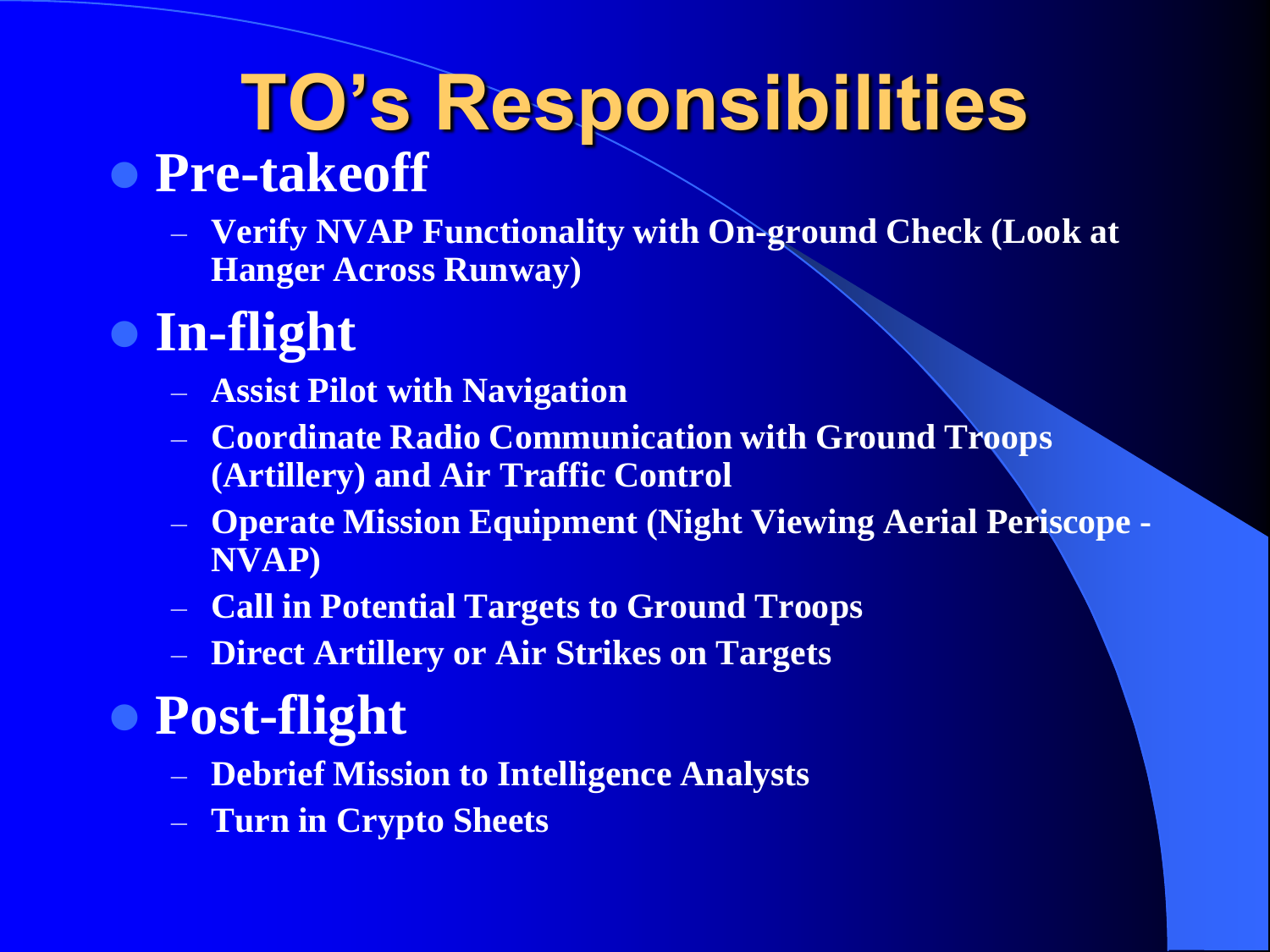# TO's Responsibilities

- **Pre-takeoff**
  - **Verify NVAP Functionality with On-ground Check (Look at Hanger Across Runway)**
- **In-flight**
  - **Assist Pilot with Navigation**
  - **Coordinate Radio Communication with Ground Troops (Artillery) and Air Traffic Control**
  - **Operate Mission Equipment (Night Viewing Aerial Periscope - NVAP)**
  - **Call in Potential Targets to Ground Troops**
  - **Direct Artillery or Air Strikes on Targets**
- **Post-flight**
  - **Debrief Mission to Intelligence Analysts**
  - **Turn in Crypto Sheets**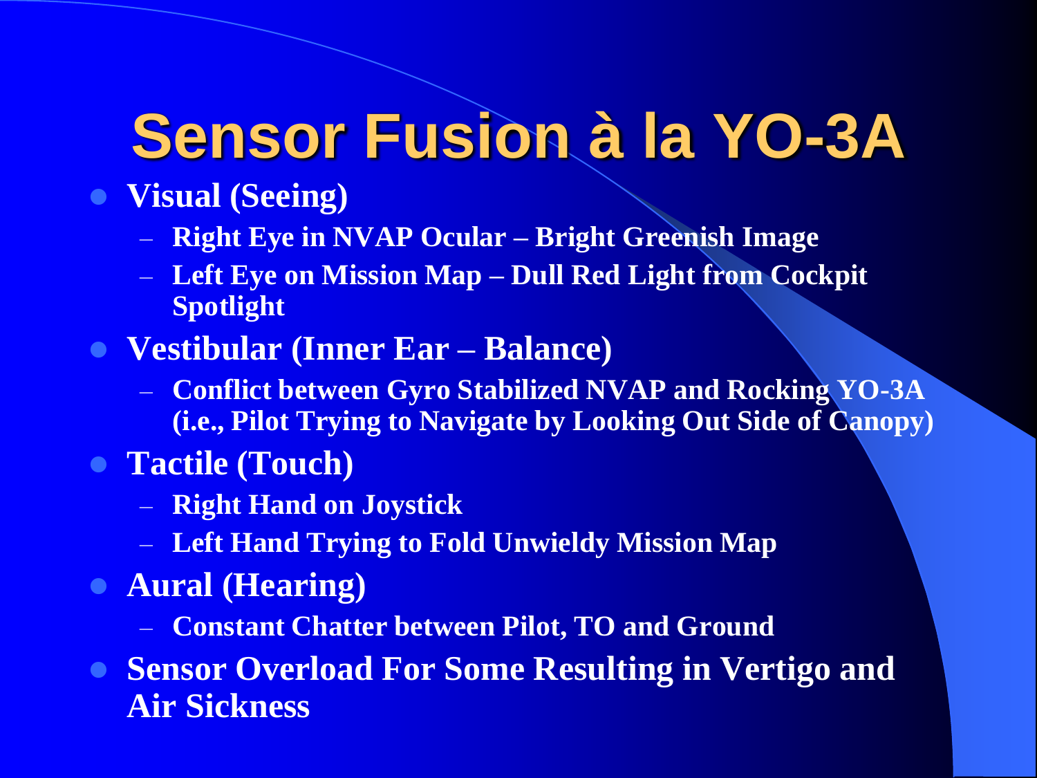# Sensor Fusion à la YO-3A

- **Visual (Seeing)**
  - **Right Eye in NVAP Ocular – Bright Greenish Image**
  - **Left Eye on Mission Map – Dull Red Light from Cockpit Spotlight**
- **Vestibular (Inner Ear – Balance)**
  - **Conflict between Gyro Stabilized NVAP and Rocking YO-3A (i.e., Pilot Trying to Navigate by Looking Out Side of Canopy)**
- **Tactile (Touch)**
  - **Right Hand on Joystick**
  - **Left Hand Trying to Fold Unwieldy Mission Map**
- **Aural (Hearing)**
  - **Constant Chatter between Pilot, TO and Ground**
- **Sensor Overload For Some Resulting in Vertigo and Air Sickness**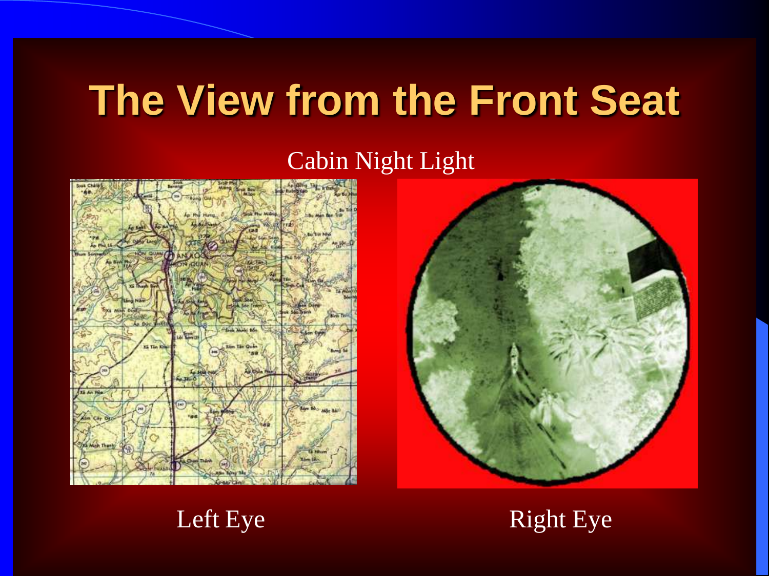# The View from the Front Seat

Cabin Night Light

Left Eye

Right Eye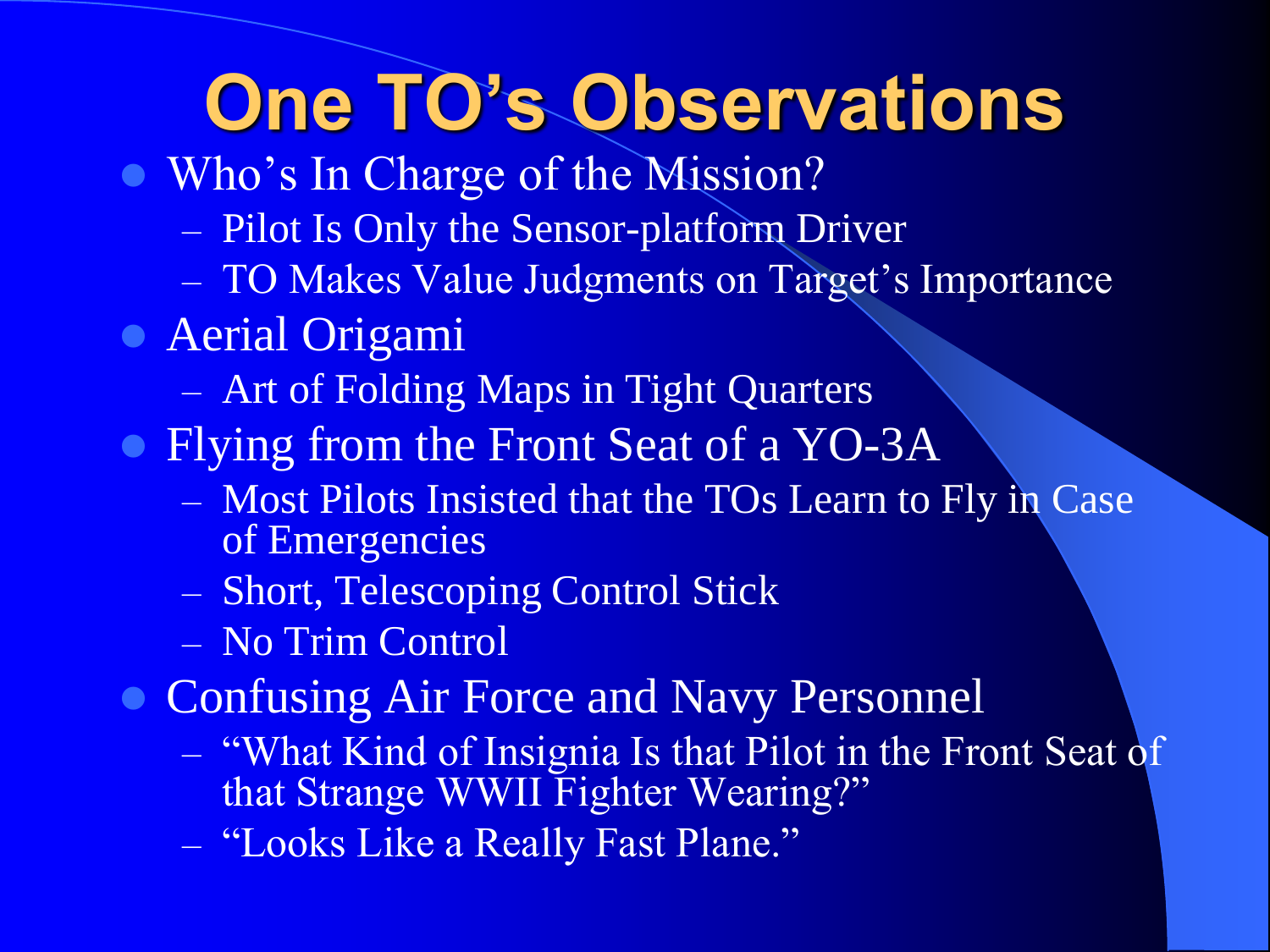# One TO's Observations

- Who's In Charge of the Mission?
  - Pilot Is Only the Sensor-platform Driver
  - TO Makes Value Judgments on Target's Importance
- Aerial Origami
  - Art of Folding Maps in Tight Quarters
- Flying from the Front Seat of a YO-3A
  - Most Pilots Insisted that the TOs Learn to Fly in Case of Emergencies
  - Short, Telescoping Control Stick
  - No Trim Control
- Confusing Air Force and Navy Personnel
  - "What Kind of Insignia Is that Pilot in the Front Seat of that Strange WWII Fighter Wearing?"
  - "Looks Like a Really Fast Plane."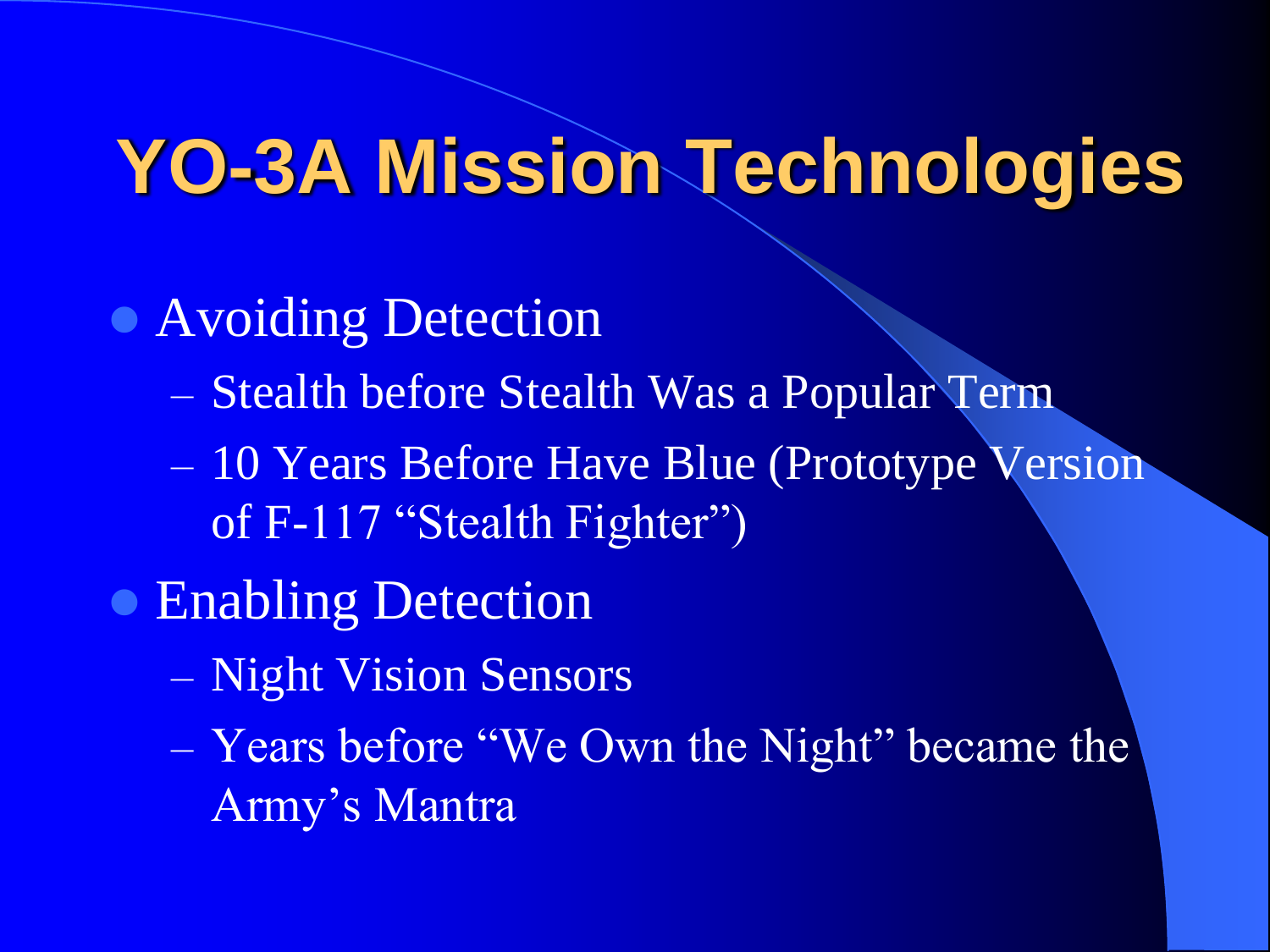# YO-3A Mission Technologies

- Avoiding Detection
  - Stealth before Stealth Was a Popular Term
  - 10 Years Before Have Blue (Prototype Version of F-117 "Stealth Fighter")
- Enabling Detection
  - Night Vision Sensors
  - Years before "We Own the Night" became the Army's Mantra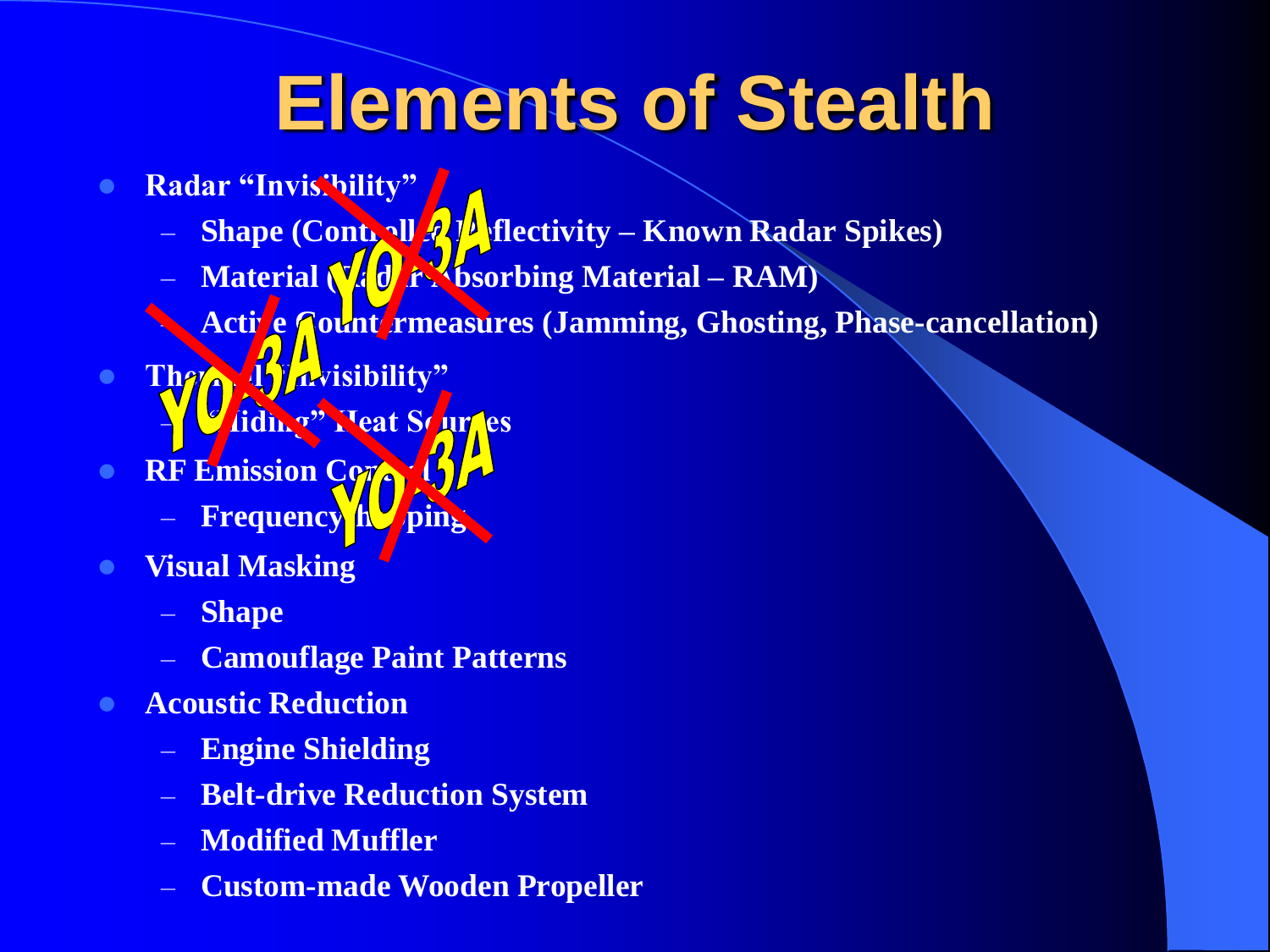# Elements of Stealth

- Radar "Invisibility"
  - Shape (Controlled Reflectivity – Known Radar Spikes)
  - Material (Radar Absorbing Material – RAM)
  - Active Countermeasures (Jamming, Ghosting, Phase-cancellation)
- Thermal "Invisibility"
  - "Hiding" Heat Sources
- RF Emission Control
  - Frequency hopping
- Visual Masking
  - Shape
  - Camouflage Paint Patterns
- Acoustic Reduction
  - Engine Shielding
  - Belt-drive Reduction System
  - Modified Muffler
  - Custom-made Wooden Propeller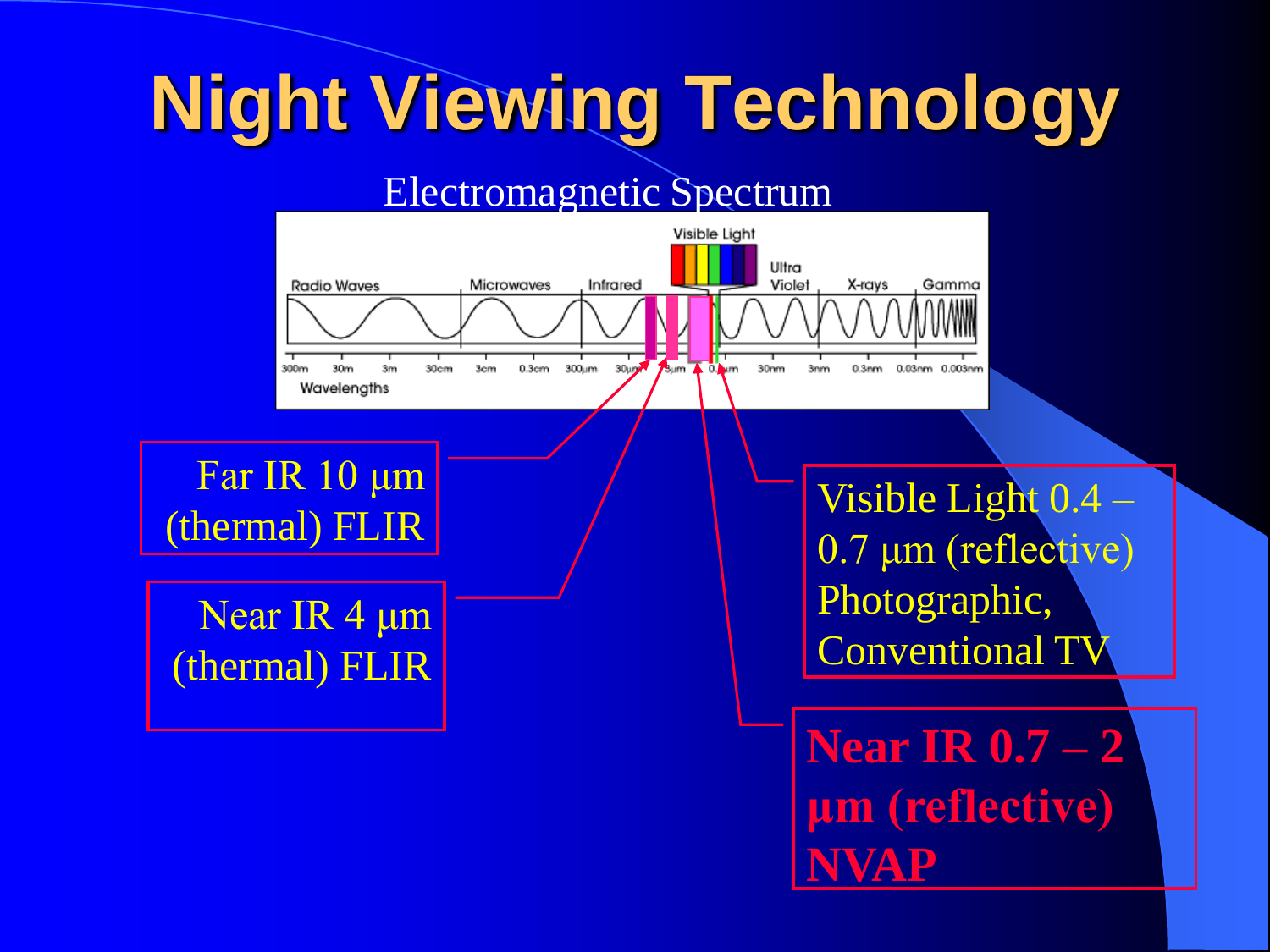# Night Viewing Technology

Electromagnetic Spectrum

Far IR 10 µm (thermal) FLIR

Near IR 4 µm (thermal) FLIR

Visible Light 0.4 – 0.7 µm (reflective) Photographic, Conventional TV

**Near IR 0.7 – 2 µm (reflective) NVAP**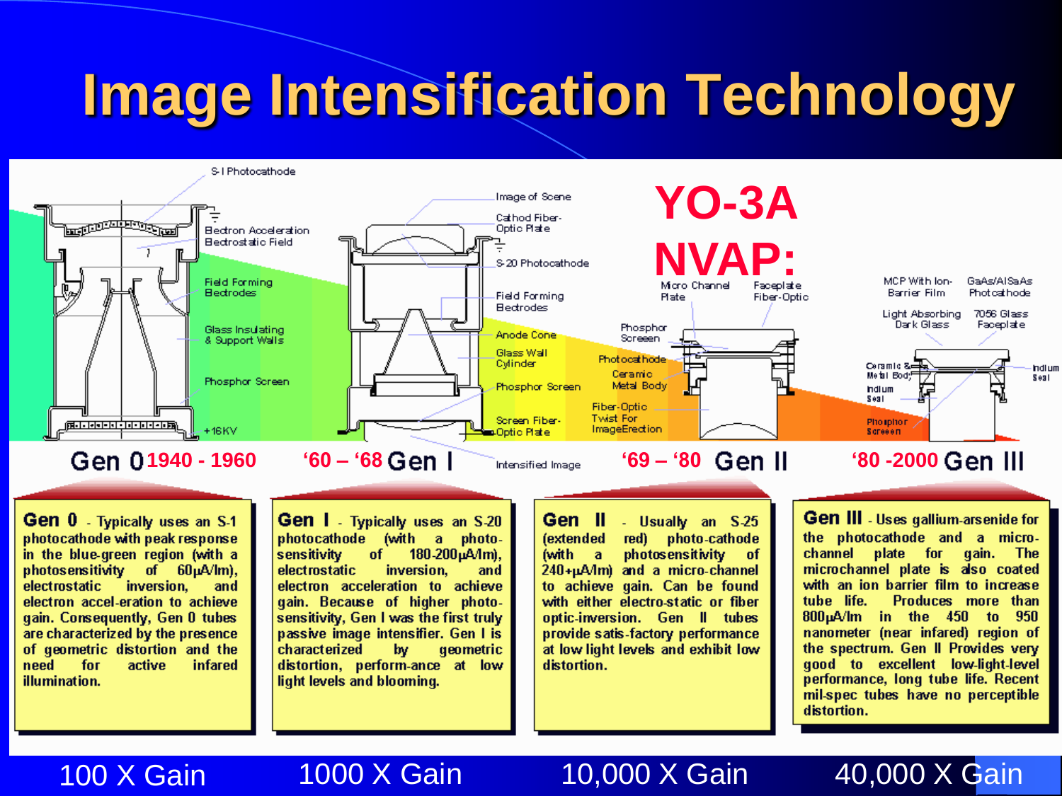# Image Intensification Technology

**YO-3A NVAP:**

S-1 Photocathode
Electron Acceleration Electrostatic Field
Field Forming Electrodes
Glass Insulating & Support Walls
Phosphor Screen
+16KV

Image of Scene
Cathod Fiber-Optic Plate
S-20 Photocathode
Field Forming Electrodes
Anode Cone
Glass Wall Cylinder
Phosphor Screen
Screen Fiber-Optic Plate
Intensified Image

Micro Channel Plate
Faceplate Fiber-Optic
Phosphor Screen
Photocathode
Ceramic Metal Body
Fiber-Optic Twist For ImageErection

MCP With Ion-Barrier Film
GaAs/AlSaAs Photocathode
Light Absorbing Dark Glass
7056 Glass Faceplate
Ceramic & Metal Body
Indium Seal
Indium Seal
Phosphor Screen

## Gen 0 1940 - 1960

**Gen 0** - Typically uses an S-1 photocathode with peak response in the blue-green region (with a photosensitivity of 60µA/lm), electrostatic inversion, and electron accel-eration to achieve gain. Consequently, Gen 0 tubes are characterized by the presence of geometric distortion and the need for active infared illumination.

100 X Gain

## '60 – '68 Gen I

**Gen I** - Typically uses an S-20 photocathode (with a photo-sensitivity of 180-200µA/lm), electrostatic inversion, and electron acceleration to achieve gain. Because of higher photo-sensitivity, Gen I was the first truly passive image intensifier. Gen I is characterized by geometric distortion, perform-ance at low light levels and blooming.

1000 X Gain

## '69 – '80 Gen II

**Gen II** - Usually an S-25 (extended red) photo-cathode (with a photosensitivity of 240+µA/lm) and a micro-channel to achieve gain. Can be found with either electro-static or fiber optic-inversion. Gen II tubes provide satis-factory performance at low light levels and exhibit low distortion.

10,000 X Gain

## '80 -2000 Gen III

**Gen III** - Uses gallium-arsenide for the photocathode and a micro-channel plate for gain. The microchannel plate is also coated with an ion barrier film to increase tube life. Produces more than 800µA/lm in the 450 to 950 nanometer (near infared) region of the spectrum. Gen II Provides very good to excellent low-light-level performance, long tube life. Recent mil-spec tubes have no perceptible distortion.

40,000 X Gain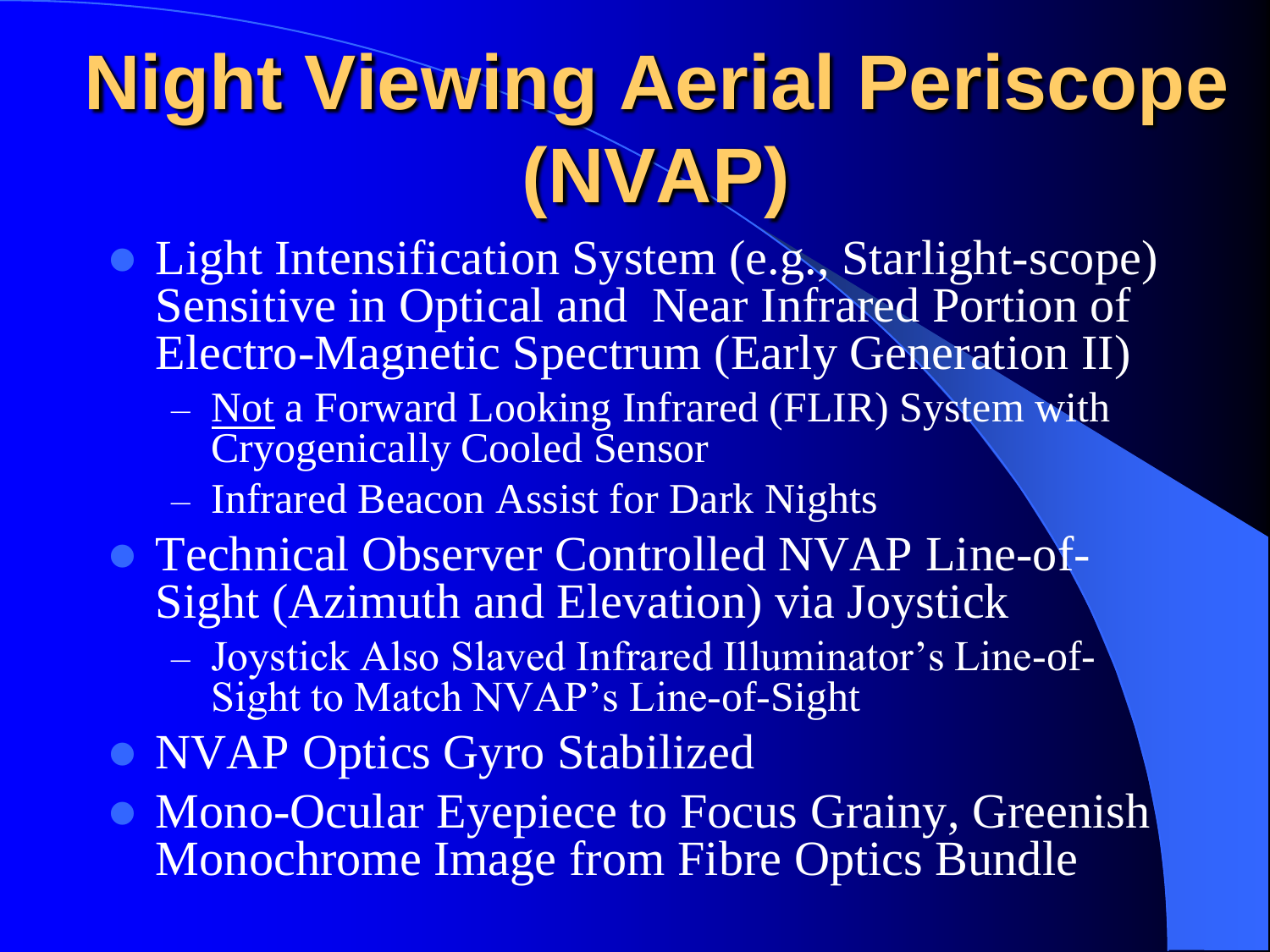# Night Viewing Aerial Periscope (NVAP)

- Light Intensification System (e.g., Starlight-scope) Sensitive in Optical and Near Infrared Portion of Electro-Magnetic Spectrum (Early Generation II)
  - Not a Forward Looking Infrared (FLIR) System with Cryogenically Cooled Sensor
  - Infrared Beacon Assist for Dark Nights
- Technical Observer Controlled NVAP Line-of-Sight (Azimuth and Elevation) via Joystick
  - Joystick Also Slaved Infrared Illuminator's Line-of-Sight to Match NVAP's Line-of-Sight
- NVAP Optics Gyro Stabilized
- Mono-Ocular Eyepiece to Focus Grainy, Greenish Monochrome Image from Fibre Optics Bundle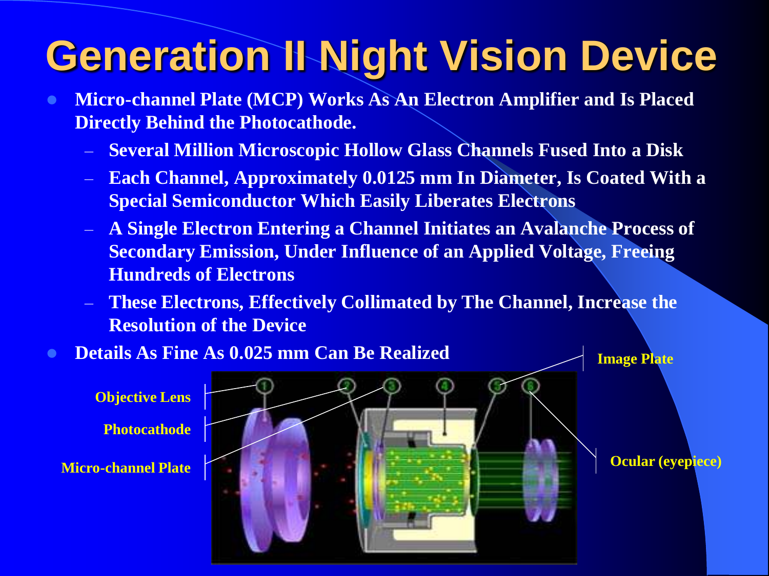# Generation II Night Vision Device

- **Micro-channel Plate (MCP) Works As An Electron Amplifier and Is Placed Directly Behind the Photocathode.**
  - **Several Million Microscopic Hollow Glass Channels Fused Into a Disk**
  - **Each Channel, Approximately 0.0125 mm In Diameter, Is Coated With a Special Semiconductor Which Easily Liberates Electrons**
  - **A Single Electron Entering a Channel Initiates an Avalanche Process of Secondary Emission, Under Influence of an Applied Voltage, Freeing Hundreds of Electrons**
  - **These Electrons, Effectively Collimated by The Channel, Increase the Resolution of the Device**
- **Details As Fine As 0.025 mm Can Be Realized**

Objective Lens

Photocathode

Micro-channel Plate

Image Plate

Ocular (eyepiece)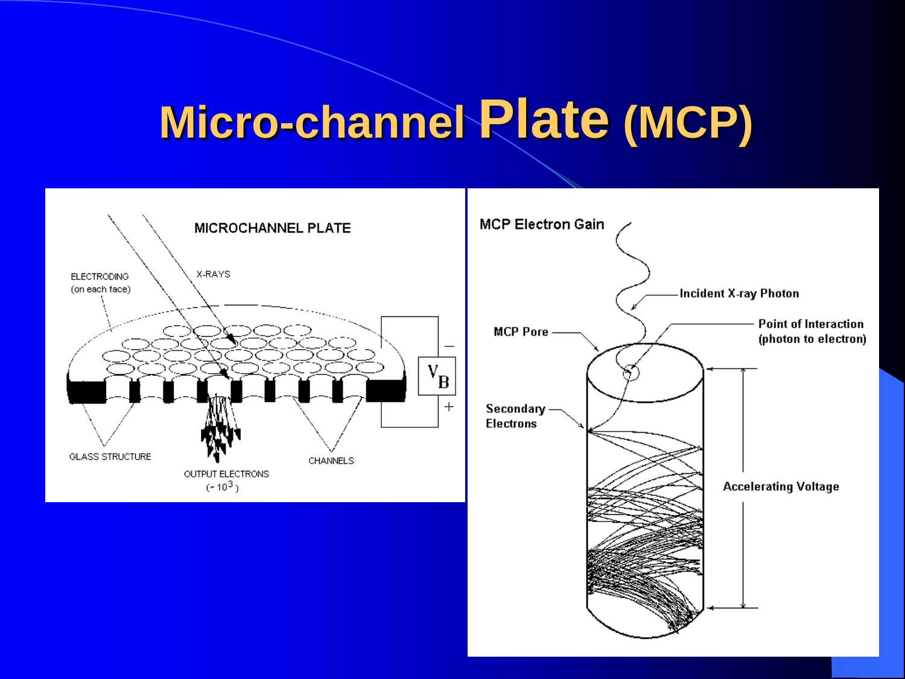# Micro-channel Plate (MCP)

MICROCHANNEL PLATE

X-RAYS

ELECTRODING (on each face)

$V_B$

GLASS STRUCTURE

OUTPUT ELECTRONS ($\sim 10^3$)

CHANNELS

MCP Electron Gain

Incident X-ray Photon

MCP Pore

Point of Interaction (photon to electron)

Secondary Electrons

Accelerating Voltage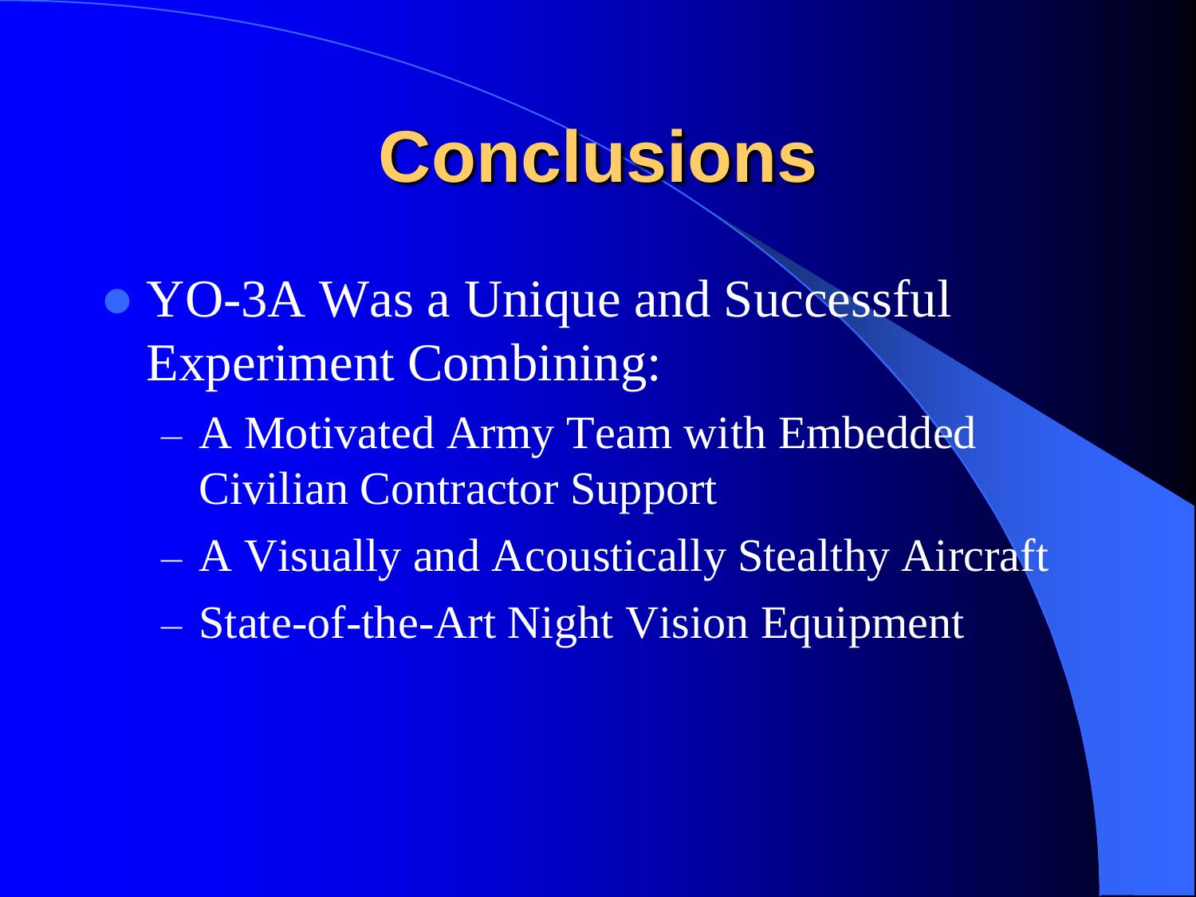# Conclusions

- YO-3A Was a Unique and Successful Experiment Combining:
  - A Motivated Army Team with Embedded Civilian Contractor Support
  - A Visually and Acoustically Stealthy Aircraft
  - State-of-the-Art Night Vision Equipment